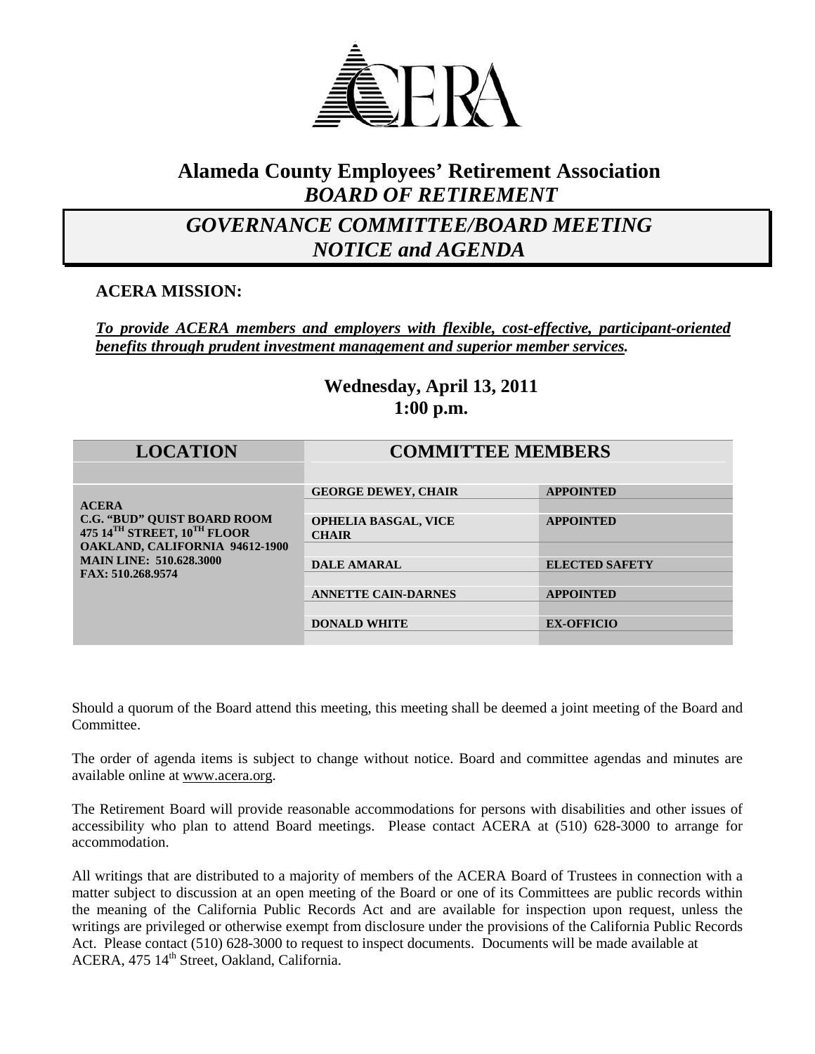ACERA

# Alameda County Employees' Retirement Association
## *BOARD OF RETIREMENT*

## *GOVERNANCE COMMITTEE/BOARD MEETING NOTICE and AGENDA*

### ACERA MISSION:

***To provide ACERA members and employers with flexible, cost-effective, participant-oriented benefits through prudent investment management and superior member services.***

**Wednesday, April 13, 2011**
**1:00 p.m.**

| LOCATION | COMMITTEE MEMBERS | |
|---|---|---|
| **ACERA**<br>**C.G. "BUD" QUIST BOARD ROOM**<br>**475 14TH STREET, 10TH FLOOR**<br>**OAKLAND, CALIFORNIA 94612-1900**<br>**MAIN LINE: 510.628.3000**<br>**FAX: 510.268.9574** | **GEORGE DEWEY, CHAIR** | **APPOINTED** |
| | **OPHELIA BASGAL, VICE CHAIR** | **APPOINTED** |
| | **DALE AMARAL** | **ELECTED SAFETY** |
| | **ANNETTE CAIN-DARNES** | **APPOINTED** |
| | **DONALD WHITE** | **EX-OFFICIO** |

Should a quorum of the Board attend this meeting, this meeting shall be deemed a joint meeting of the Board and Committee.

The order of agenda items is subject to change without notice. Board and committee agendas and minutes are available online at www.acera.org.

The Retirement Board will provide reasonable accommodations for persons with disabilities and other issues of accessibility who plan to attend Board meetings. Please contact ACERA at (510) 628-3000 to arrange for accommodation.

All writings that are distributed to a majority of members of the ACERA Board of Trustees in connection with a matter subject to discussion at an open meeting of the Board or one of its Committees are public records within the meaning of the California Public Records Act and are available for inspection upon request, unless the writings are privileged or otherwise exempt from disclosure under the provisions of the California Public Records Act. Please contact (510) 628-3000 to request to inspect documents. Documents will be made available at ACERA, 475 14th Street, Oakland, California.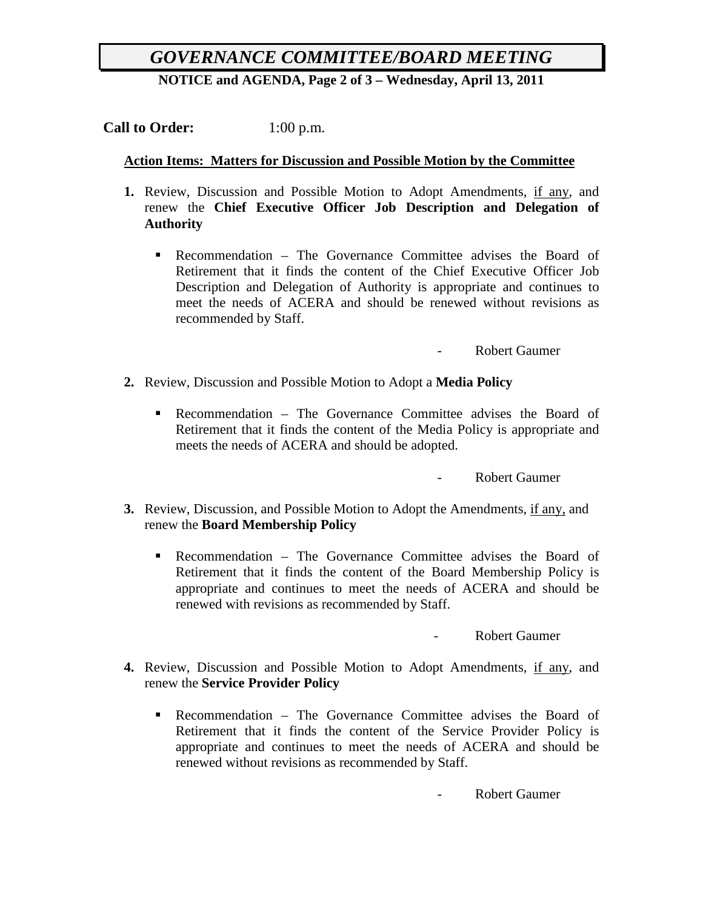# *GOVERNANCE COMMITTEE/BOARD MEETING*

**NOTICE and AGENDA, Page 2 of 3 – Wednesday, April 13, 2011**

**Call to Order:** 1:00 p.m.

**Action Items: Matters for Discussion and Possible Motion by the Committee**

**1.** Review, Discussion and Possible Motion to Adopt Amendments, <u>if any</u>, and renew the **Chief Executive Officer Job Description and Delegation of Authority**

- Recommendation – The Governance Committee advises the Board of Retirement that it finds the content of the Chief Executive Officer Job Description and Delegation of Authority is appropriate and continues to meet the needs of ACERA and should be renewed without revisions as recommended by Staff.

- Robert Gaumer

**2.** Review, Discussion and Possible Motion to Adopt a **Media Policy**

- Recommendation – The Governance Committee advises the Board of Retirement that it finds the content of the Media Policy is appropriate and meets the needs of ACERA and should be adopted.

- Robert Gaumer

**3.** Review, Discussion, and Possible Motion to Adopt the Amendments, <u>if any,</u> and renew the **Board Membership Policy**

- Recommendation – The Governance Committee advises the Board of Retirement that it finds the content of the Board Membership Policy is appropriate and continues to meet the needs of ACERA and should be renewed with revisions as recommended by Staff.

- Robert Gaumer

**4.** Review, Discussion and Possible Motion to Adopt Amendments, <u>if any</u>, and renew the **Service Provider Policy**

- Recommendation – The Governance Committee advises the Board of Retirement that it finds the content of the Service Provider Policy is appropriate and continues to meet the needs of ACERA and should be renewed without revisions as recommended by Staff.

- Robert Gaumer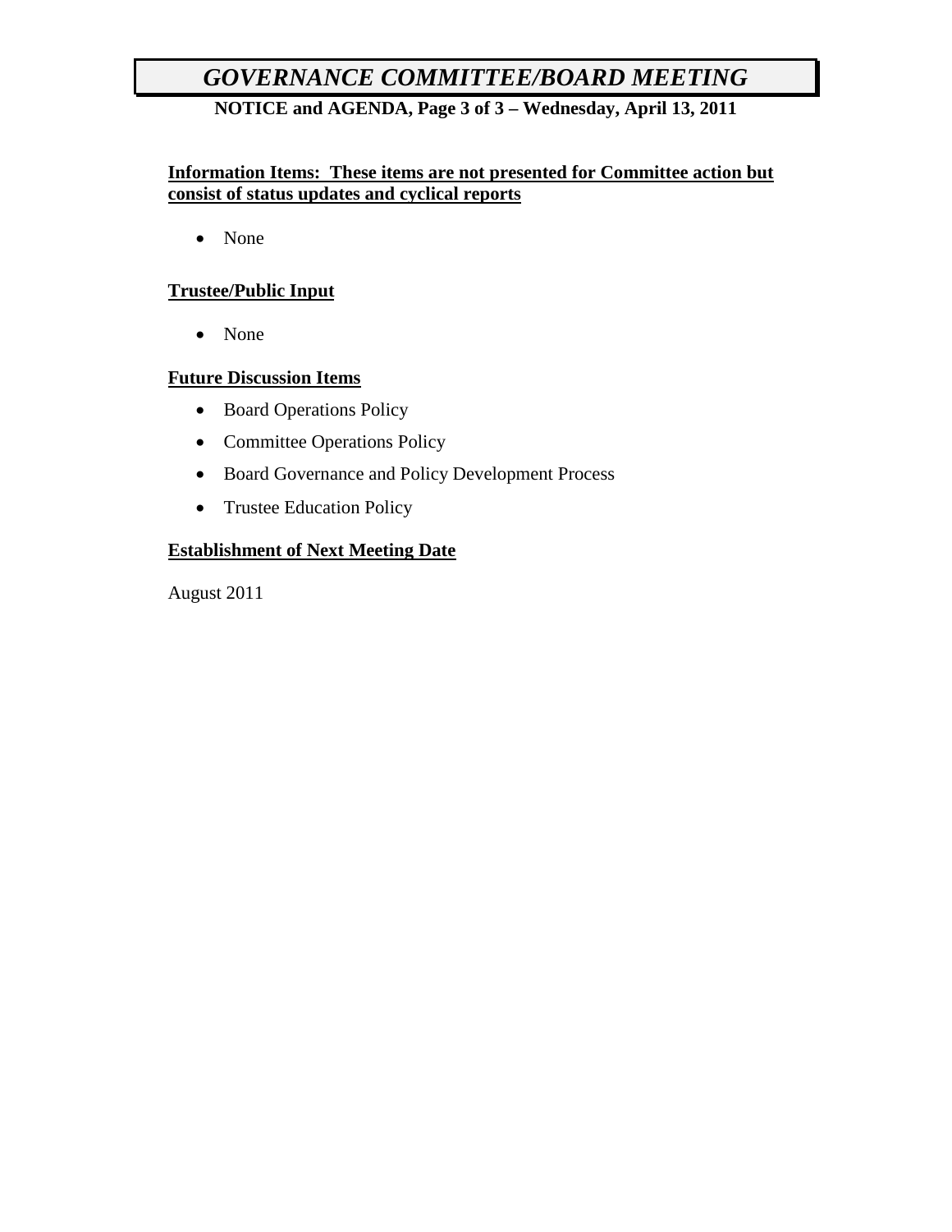**Information Items: These items are not presented for Committee action but consist of status updates and cyclical reports**

- None

**Trustee/Public Input**

- None

**Future Discussion Items**

- Board Operations Policy
- Committee Operations Policy
- Board Governance and Policy Development Process
- Trustee Education Policy

**Establishment of Next Meeting Date**

August 2011